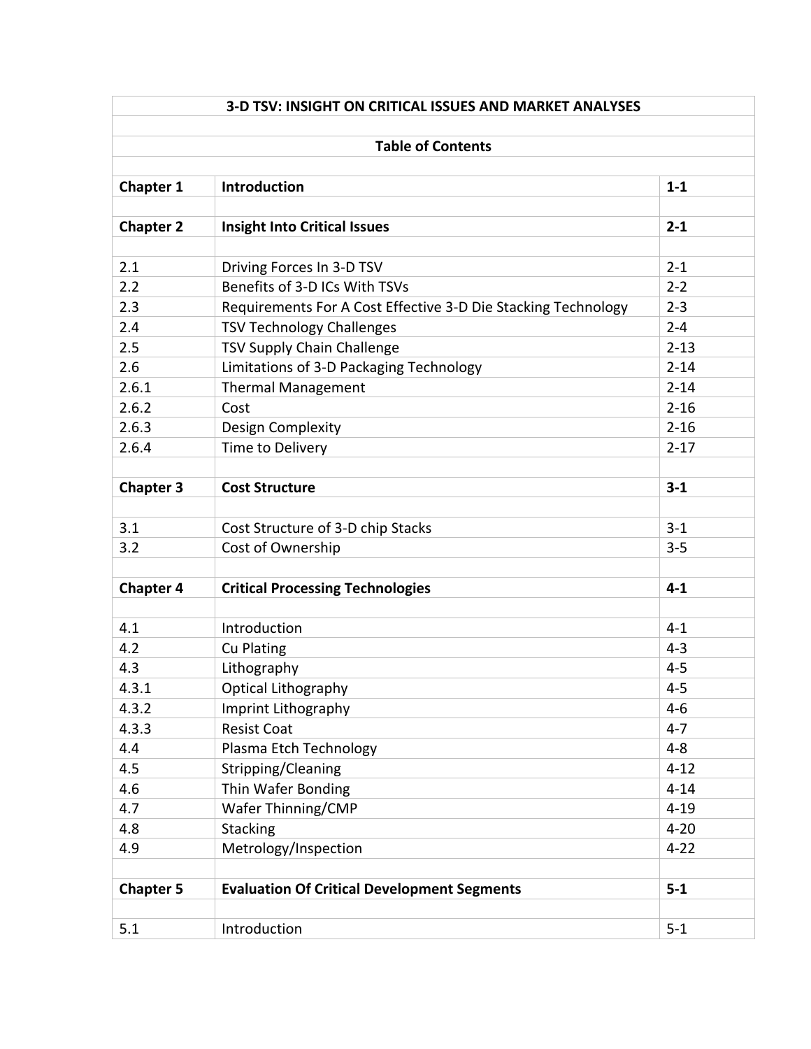# 3-D TSV: INSIGHT ON CRITICAL ISSUES AND MARKET ANALYSES

## Table of Contents

| | | |
|---|---|---|
| **Chapter 1** | **Introduction** | **1-1** |
| | | |
| **Chapter 2** | **Insight Into Critical Issues** | **2-1** |
| | | |
| 2.1 | Driving Forces In 3-D TSV | 2-1 |
| 2.2 | Benefits of 3-D ICs With TSVs | 2-2 |
| 2.3 | Requirements For A Cost Effective 3-D Die Stacking Technology | 2-3 |
| 2.4 | TSV Technology Challenges | 2-4 |
| 2.5 | TSV Supply Chain Challenge | 2-13 |
| 2.6 | Limitations of 3-D Packaging Technology | 2-14 |
| 2.6.1 | Thermal Management | 2-14 |
| 2.6.2 | Cost | 2-16 |
| 2.6.3 | Design Complexity | 2-16 |
| 2.6.4 | Time to Delivery | 2-17 |
| | | |
| **Chapter 3** | **Cost Structure** | **3-1** |
| | | |
| 3.1 | Cost Structure of 3-D chip Stacks | 3-1 |
| 3.2 | Cost of Ownership | 3-5 |
| | | |
| **Chapter 4** | **Critical Processing Technologies** | **4-1** |
| | | |
| 4.1 | Introduction | 4-1 |
| 4.2 | Cu Plating | 4-3 |
| 4.3 | Lithography | 4-5 |
| 4.3.1 | Optical Lithography | 4-5 |
| 4.3.2 | Imprint Lithography | 4-6 |
| 4.3.3 | Resist Coat | 4-7 |
| 4.4 | Plasma Etch Technology | 4-8 |
| 4.5 | Stripping/Cleaning | 4-12 |
| 4.6 | Thin Wafer Bonding | 4-14 |
| 4.7 | Wafer Thinning/CMP | 4-19 |
| 4.8 | Stacking | 4-20 |
| 4.9 | Metrology/Inspection | 4-22 |
| | | |
| **Chapter 5** | **Evaluation Of Critical Development Segments** | **5-1** |
| | | |
| 5.1 | Introduction | 5-1 |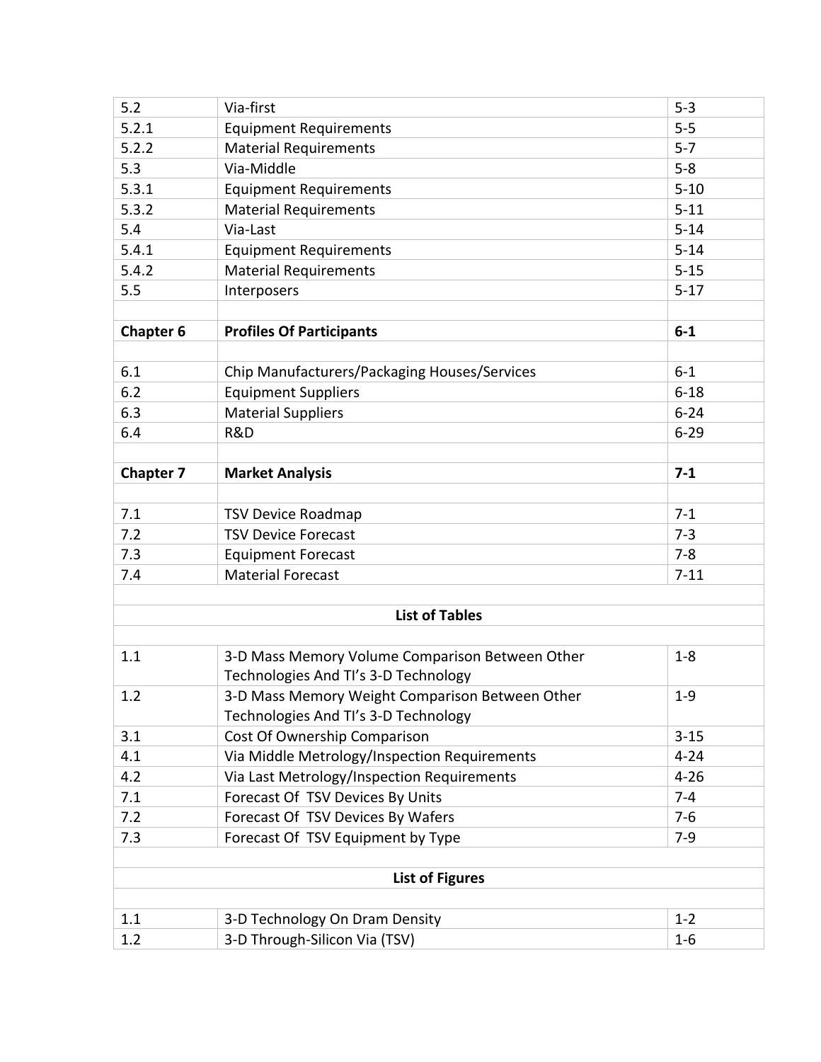| | | |
|---|---|---|
| 5.2 | Via-first | 5-3 |
| 5.2.1 | Equipment Requirements | 5-5 |
| 5.2.2 | Material Requirements | 5-7 |
| 5.3 | Via-Middle | 5-8 |
| 5.3.1 | Equipment Requirements | 5-10 |
| 5.3.2 | Material Requirements | 5-11 |
| 5.4 | Via-Last | 5-14 |
| 5.4.1 | Equipment Requirements | 5-14 |
| 5.4.2 | Material Requirements | 5-15 |
| 5.5 | Interposers | 5-17 |
| | | |
| **Chapter 6** | **Profiles Of Participants** | **6-1** |
| | | |
| 6.1 | Chip Manufacturers/Packaging Houses/Services | 6-1 |
| 6.2 | Equipment Suppliers | 6-18 |
| 6.3 | Material Suppliers | 6-24 |
| 6.4 | R&D | 6-29 |
| | | |
| **Chapter 7** | **Market Analysis** | **7-1** |
| | | |
| 7.1 | TSV Device Roadmap | 7-1 |
| 7.2 | TSV Device Forecast | 7-3 |
| 7.3 | Equipment Forecast | 7-8 |
| 7.4 | Material Forecast | 7-11 |

**List of Tables**

| | | |
|---|---|---|
| 1.1 | 3-D Mass Memory Volume Comparison Between Other Technologies And TI's 3-D Technology | 1-8 |
| 1.2 | 3-D Mass Memory Weight Comparison Between Other Technologies And TI's 3-D Technology | 1-9 |
| 3.1 | Cost Of Ownership Comparison | 3-15 |
| 4.1 | Via Middle Metrology/Inspection Requirements | 4-24 |
| 4.2 | Via Last Metrology/Inspection Requirements | 4-26 |
| 7.1 | Forecast Of TSV Devices By Units | 7-4 |
| 7.2 | Forecast Of TSV Devices By Wafers | 7-6 |
| 7.3 | Forecast Of TSV Equipment by Type | 7-9 |

**List of Figures**

| | | |
|---|---|---|
| 1.1 | 3-D Technology On Dram Density | 1-2 |
| 1.2 | 3-D Through-Silicon Via (TSV) | 1-6 |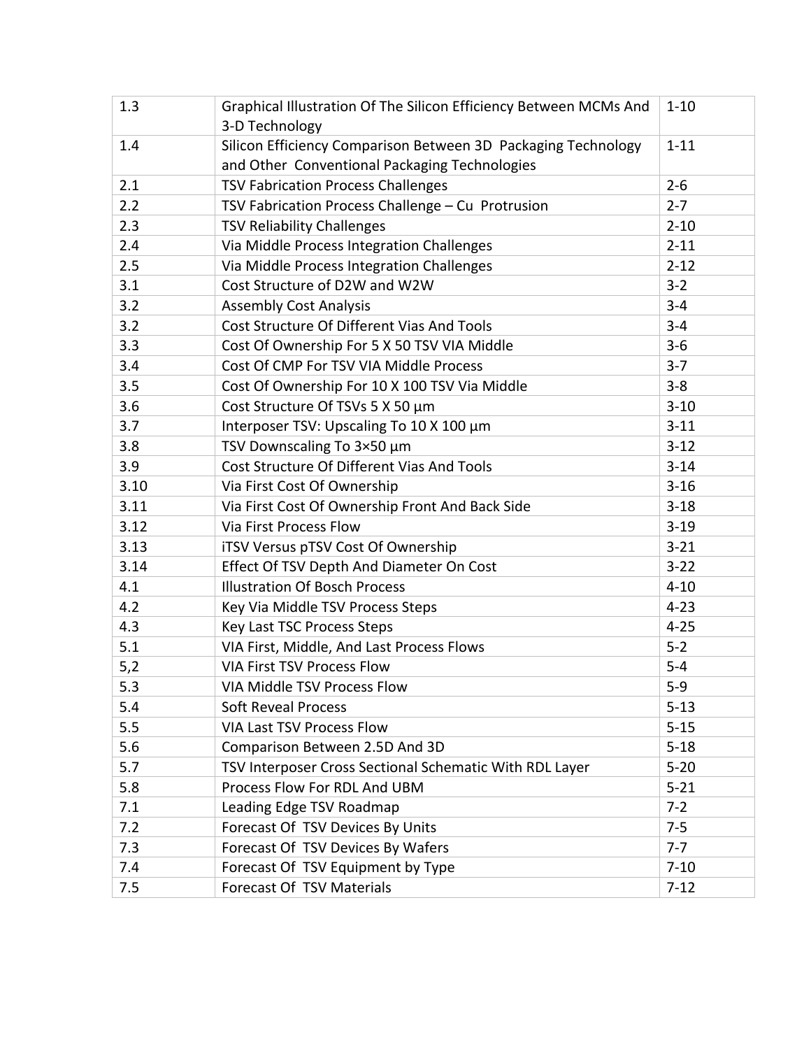| | | |
|---|---|---|
| 1.3 | Graphical Illustration Of The Silicon Efficiency Between MCMs And 3-D Technology | 1-10 |
| 1.4 | Silicon Efficiency Comparison Between 3D Packaging Technology and Other Conventional Packaging Technologies | 1-11 |
| 2.1 | TSV Fabrication Process Challenges | 2-6 |
| 2.2 | TSV Fabrication Process Challenge – Cu Protrusion | 2-7 |
| 2.3 | TSV Reliability Challenges | 2-10 |
| 2.4 | Via Middle Process Integration Challenges | 2-11 |
| 2.5 | Via Middle Process Integration Challenges | 2-12 |
| 3.1 | Cost Structure of D2W and W2W | 3-2 |
| 3.2 | Assembly Cost Analysis | 3-4 |
| 3.2 | Cost Structure Of Different Vias And Tools | 3-4 |
| 3.3 | Cost Of Ownership For 5 X 50 TSV VIA Middle | 3-6 |
| 3.4 | Cost Of CMP For TSV VIA Middle Process | 3-7 |
| 3.5 | Cost Of Ownership For 10 X 100 TSV Via Middle | 3-8 |
| 3.6 | Cost Structure Of TSVs 5 X 50 µm | 3-10 |
| 3.7 | Interposer TSV: Upscaling To 10 X 100 µm | 3-11 |
| 3.8 | TSV Downscaling To 3×50 µm | 3-12 |
| 3.9 | Cost Structure Of Different Vias And Tools | 3-14 |
| 3.10 | Via First Cost Of Ownership | 3-16 |
| 3.11 | Via First Cost Of Ownership Front And Back Side | 3-18 |
| 3.12 | Via First Process Flow | 3-19 |
| 3.13 | iTSV Versus pTSV Cost Of Ownership | 3-21 |
| 3.14 | Effect Of TSV Depth And Diameter On Cost | 3-22 |
| 4.1 | Illustration Of Bosch Process | 4-10 |
| 4.2 | Key Via Middle TSV Process Steps | 4-23 |
| 4.3 | Key Last TSC Process Steps | 4-25 |
| 5.1 | VIA First, Middle, And Last Process Flows | 5-2 |
| 5,2 | VIA First TSV Process Flow | 5-4 |
| 5.3 | VIA Middle TSV Process Flow | 5-9 |
| 5.4 | Soft Reveal Process | 5-13 |
| 5.5 | VIA Last TSV Process Flow | 5-15 |
| 5.6 | Comparison Between 2.5D And 3D | 5-18 |
| 5.7 | TSV Interposer Cross Sectional Schematic With RDL Layer | 5-20 |
| 5.8 | Process Flow For RDL And UBM | 5-21 |
| 7.1 | Leading Edge TSV Roadmap | 7-2 |
| 7.2 | Forecast Of TSV Devices By Units | 7-5 |
| 7.3 | Forecast Of TSV Devices By Wafers | 7-7 |
| 7.4 | Forecast Of TSV Equipment by Type | 7-10 |
| 7.5 | Forecast Of TSV Materials | 7-12 |